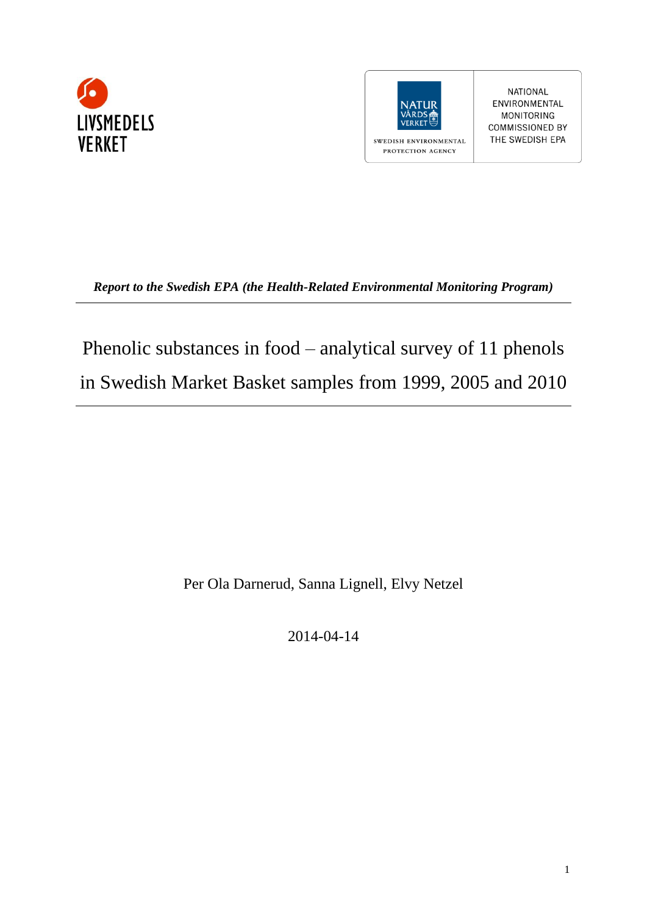LIVSMEDELS VERKET

NATUR VÅRDS VERKET

SWEDISH ENVIRONMENTAL PROTECTION AGENCY

NATIONAL ENVIRONMENTAL MONITORING COMMISSIONED BY THE SWEDISH EPA

***Report to the Swedish EPA (the Health-Related Environmental Monitoring Program)***

# Phenolic substances in food – analytical survey of 11 phenols in Swedish Market Basket samples from 1999, 2005 and 2010

Per Ola Darnerud, Sanna Lignell, Elvy Netzel

2014-04-14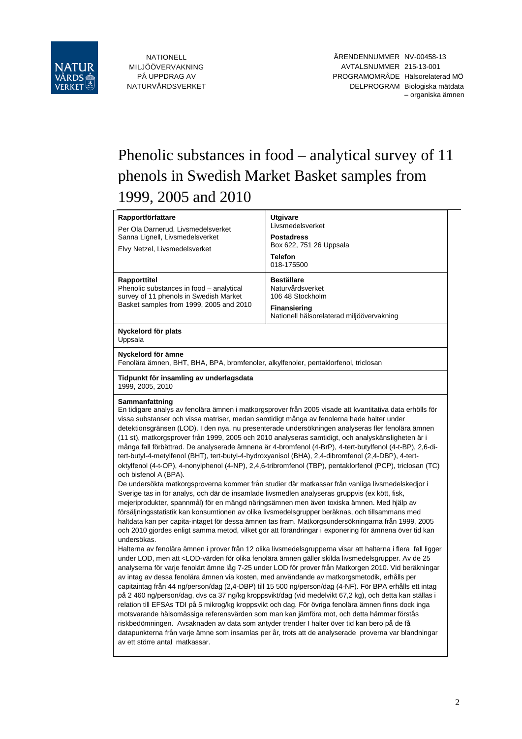NATIONELL MILJÖÖVERVAKNING PÅ UPPDRAG AV NATURVÅRDSVERKET

ÄRENDENNUMMER NV-00458-13
AVTALSNUMMER 215-13-001
PROGRAMOMRÅDE Hälsorelaterad MÖ
DELPROGRAM Biologiska mätdata – organiska ämnen

# Phenolic substances in food – analytical survey of 11 phenols in Swedish Market Basket samples from 1999, 2005 and 2010

| **Rapportförfattare** | **Utgivare** |
|---|---|
| Per Ola Darnerud, Livsmedelsverket<br>Sanna Lignell, Livsmedelsverket<br>Elvy Netzel, Livsmedelsverket | Livsmedelsverket<br>**Postadress**<br>Box 622, 751 26 Uppsala<br>**Telefon**<br>018-175500 |
| **Rapporttitel**<br>Phenolic substances in food – analytical survey of 11 phenols in Swedish Market Basket samples from 1999, 2005 and 2010 | **Beställare**<br>Naturvårdsverket<br>106 48 Stockholm<br>**Finansiering**<br>Nationell hälsorelaterad miljöövervakning |

**Nyckelord för plats**
Uppsala

**Nyckelord för ämne**
Fenolära ämnen, BHT, BHA, BPA, bromfenoler, alkylfenoler, pentaklorfenol, triclosan

**Tidpunkt för insamling av underlagsdata**
1999, 2005, 2010

**Sammanfattning**

En tidigare analys av fenolära ämnen i matkorgsprover från 2005 visade att kvantitativa data erhölls för vissa substanser och vissa matriser, medan samtidigt många av fenolerna hade halter under detektionsgränsen (LOD). I den nya, nu presenterade undersökningen analyseras fler fenolära ämnen (11 st), matkorgsprover från 1999, 2005 och 2010 analyseras samtidigt, och analyskänsligheten är i många fall förbättrad. De analyserade ämnena är 4-bromfenol (4-BrP), 4-tert-butylfenol (4-t-BP), 2,6-di-tert-butyl-4-metylfenol (BHT), tert-butyl-4-hydroxyanisol (BHA), 2,4-dibromfenol (2,4-DBP), 4-tert-oktylfenol (4-t-OP), 4-nonylphenol (4-NP), 2,4,6-tribromfenol (TBP), pentaklorfenol (PCP), triclosan (TC) och bisfenol A (BPA).

De undersökta matkorgsproverna kommer från studier där matkassar från vanliga livsmedelskedjor i Sverige tas in för analys, och där de insamlade livsmedlen analyseras gruppvis (ex kött, fisk, mejeriprodukter, spannmål) för en mängd näringsämnen men även toxiska ämnen. Med hjälp av försäljningsstatistik kan konsumtionen av olika livsmedelsgrupper beräknas, och tillsammans med haltdata kan per capita-intaget för dessa ämnen tas fram. Matkorgsundersökningarna från 1999, 2005 och 2010 gjordes enligt samma metod, vilket gör att förändringar i exponering för ämnena över tid kan undersökas.

Halterna av fenolära ämnen i prover från 12 olika livsmedelsgrupperna visar att halterna i flera fall ligger under LOD, men att <LOD-värden för olika fenolära ämnen gäller skilda livsmedelsgrupper. Av de 25 analyserna för varje fenolärt ämne låg 7-25 under LOD för prover från Matkorgen 2010. Vid beräkningar av intag av dessa fenolära ämnen via kosten, med användande av matkorgsmetodik, erhålls per capitaintag från 44 ng/person/dag (2,4-DBP) till 15 500 ng/person/dag (4-NF). För BPA erhålls ett intag på 2 460 ng/person/dag, dvs ca 37 ng/kg kroppsvikt/dag (vid medelvikt 67,2 kg), och detta kan ställas i relation till EFSAs TDI på 5 mikrog/kg kroppsvikt och dag. För övriga fenolära ämnen finns dock inga motsvarande hälsomässiga referensvärden som man kan jämföra mot, och detta hämmar förstås riskbedömningen. Avsaknaden av data som antyder trender I halter över tid kan bero på de få datapunkterna från varje ämne som insamlas per år, trots att de analyserade proverna var blandningar av ett större antal matkassar.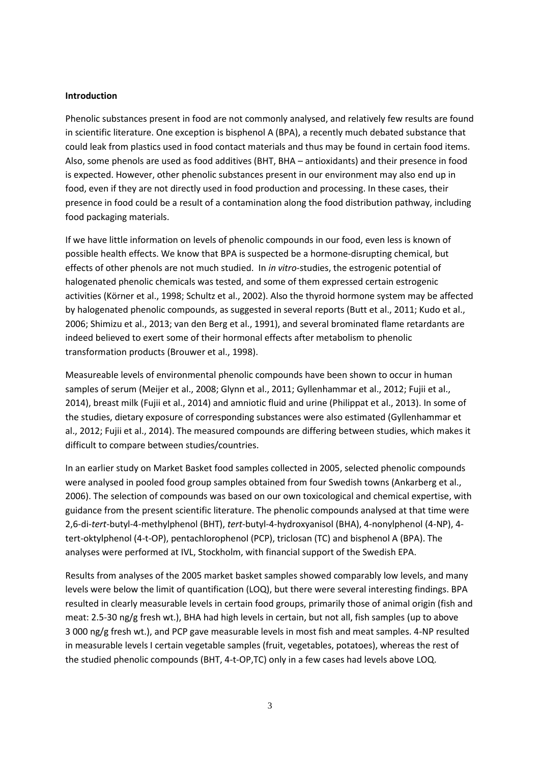**Introduction**

Phenolic substances present in food are not commonly analysed, and relatively few results are found in scientific literature. One exception is bisphenol A (BPA), a recently much debated substance that could leak from plastics used in food contact materials and thus may be found in certain food items. Also, some phenols are used as food additives (BHT, BHA – antioxidants) and their presence in food is expected. However, other phenolic substances present in our environment may also end up in food, even if they are not directly used in food production and processing. In these cases, their presence in food could be a result of a contamination along the food distribution pathway, including food packaging materials.

If we have little information on levels of phenolic compounds in our food, even less is known of possible health effects. We know that BPA is suspected be a hormone-disrupting chemical, but effects of other phenols are not much studied. In *in vitro*-studies, the estrogenic potential of halogenated phenolic chemicals was tested, and some of them expressed certain estrogenic activities (Körner et al., 1998; Schultz et al., 2002). Also the thyroid hormone system may be affected by halogenated phenolic compounds, as suggested in several reports (Butt et al., 2011; Kudo et al., 2006; Shimizu et al., 2013; van den Berg et al., 1991), and several brominated flame retardants are indeed believed to exert some of their hormonal effects after metabolism to phenolic transformation products (Brouwer et al., 1998).

Measureable levels of environmental phenolic compounds have been shown to occur in human samples of serum (Meijer et al., 2008; Glynn et al., 2011; Gyllenhammar et al., 2012; Fujii et al., 2014), breast milk (Fujii et al., 2014) and amniotic fluid and urine (Philippat et al., 2013). In some of the studies, dietary exposure of corresponding substances were also estimated (Gyllenhammar et al., 2012; Fujii et al., 2014). The measured compounds are differing between studies, which makes it difficult to compare between studies/countries.

In an earlier study on Market Basket food samples collected in 2005, selected phenolic compounds were analysed in pooled food group samples obtained from four Swedish towns (Ankarberg et al., 2006). The selection of compounds was based on our own toxicological and chemical expertise, with guidance from the present scientific literature. The phenolic compounds analysed at that time were 2,6-di-*tert*-butyl-4-methylphenol (BHT), *tert*-butyl-4-hydroxyanisol (BHA), 4-nonylphenol (4-NP), 4-tert-oktylphenol (4-t-OP), pentachlorophenol (PCP), triclosan (TC) and bisphenol A (BPA). The analyses were performed at IVL, Stockholm, with financial support of the Swedish EPA.

Results from analyses of the 2005 market basket samples showed comparably low levels, and many levels were below the limit of quantification (LOQ), but there were several interesting findings. BPA resulted in clearly measurable levels in certain food groups, primarily those of animal origin (fish and meat: 2.5-30 ng/g fresh wt.), BHA had high levels in certain, but not all, fish samples (up to above 3 000 ng/g fresh wt.), and PCP gave measurable levels in most fish and meat samples. 4-NP resulted in measurable levels I certain vegetable samples (fruit, vegetables, potatoes), whereas the rest of the studied phenolic compounds (BHT, 4-t-OP,TC) only in a few cases had levels above LOQ.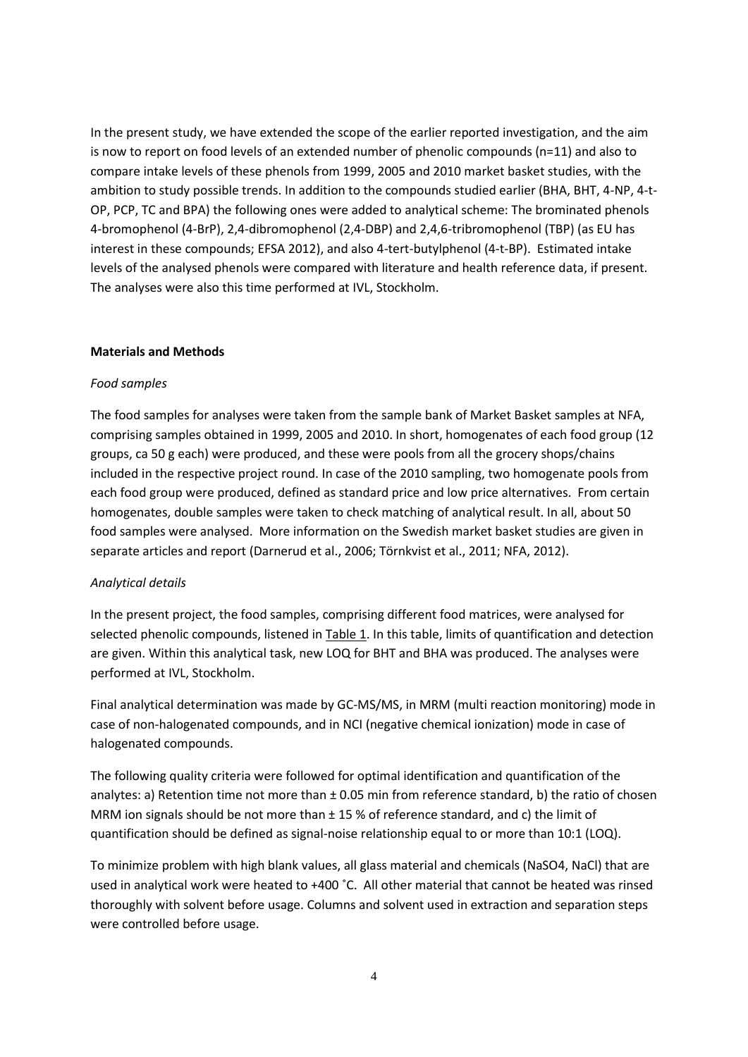In the present study, we have extended the scope of the earlier reported investigation, and the aim is now to report on food levels of an extended number of phenolic compounds (n=11) and also to compare intake levels of these phenols from 1999, 2005 and 2010 market basket studies, with the ambition to study possible trends. In addition to the compounds studied earlier (BHA, BHT, 4-NP, 4-t-OP, PCP, TC and BPA) the following ones were added to analytical scheme: The brominated phenols 4-bromophenol (4-BrP), 2,4-dibromophenol (2,4-DBP) and 2,4,6-tribromophenol (TBP) (as EU has interest in these compounds; EFSA 2012), and also 4-tert-butylphenol (4-t-BP). Estimated intake levels of the analysed phenols were compared with literature and health reference data, if present. The analyses were also this time performed at IVL, Stockholm.

**Materials and Methods**

*Food samples*

The food samples for analyses were taken from the sample bank of Market Basket samples at NFA, comprising samples obtained in 1999, 2005 and 2010. In short, homogenates of each food group (12 groups, ca 50 g each) were produced, and these were pools from all the grocery shops/chains included in the respective project round. In case of the 2010 sampling, two homogenate pools from each food group were produced, defined as standard price and low price alternatives. From certain homogenates, double samples were taken to check matching of analytical result. In all, about 50 food samples were analysed. More information on the Swedish market basket studies are given in separate articles and report (Darnerud et al., 2006; Törnkvist et al., 2011; NFA, 2012).

*Analytical details*

In the present project, the food samples, comprising different food matrices, were analysed for selected phenolic compounds, listened in Table 1. In this table, limits of quantification and detection are given. Within this analytical task, new LOQ for BHT and BHA was produced. The analyses were performed at IVL, Stockholm.

Final analytical determination was made by GC-MS/MS, in MRM (multi reaction monitoring) mode in case of non-halogenated compounds, and in NCI (negative chemical ionization) mode in case of halogenated compounds.

The following quality criteria were followed for optimal identification and quantification of the analytes: a) Retention time not more than ± 0.05 min from reference standard, b) the ratio of chosen MRM ion signals should be not more than ± 15 % of reference standard, and c) the limit of quantification should be defined as signal-noise relationship equal to or more than 10:1 (LOQ).

To minimize problem with high blank values, all glass material and chemicals (NaSO4, NaCl) that are used in analytical work were heated to +400 ˚C. All other material that cannot be heated was rinsed thoroughly with solvent before usage. Columns and solvent used in extraction and separation steps were controlled before usage.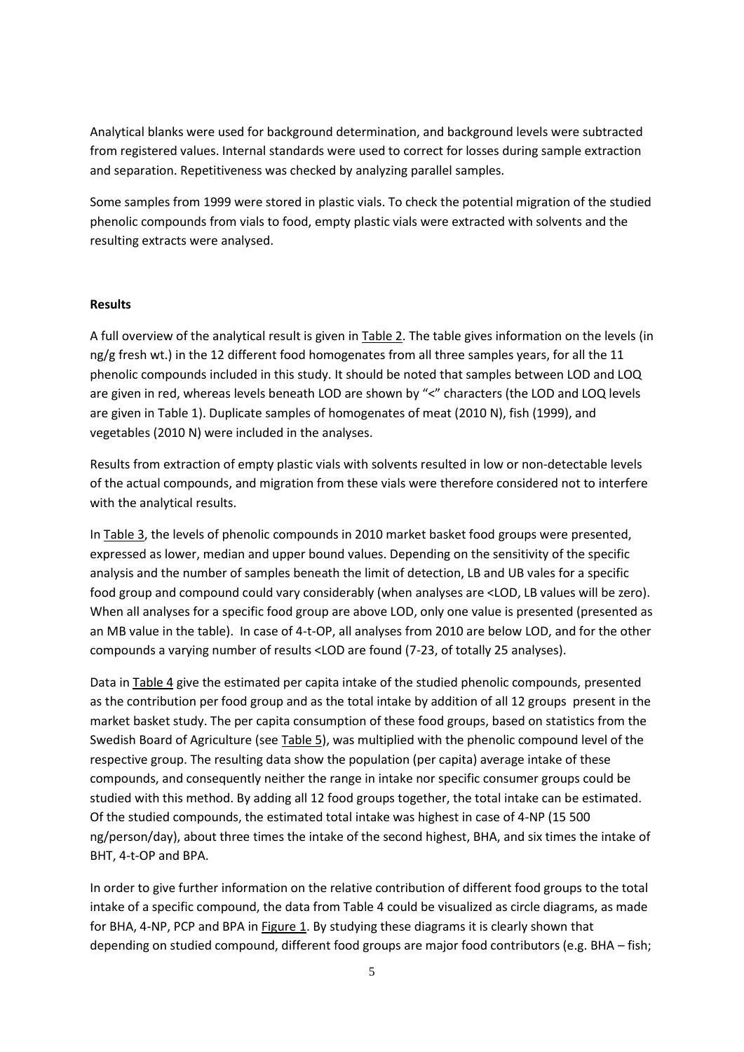Analytical blanks were used for background determination, and background levels were subtracted from registered values. Internal standards were used to correct for losses during sample extraction and separation. Repetitiveness was checked by analyzing parallel samples.

Some samples from 1999 were stored in plastic vials. To check the potential migration of the studied phenolic compounds from vials to food, empty plastic vials were extracted with solvents and the resulting extracts were analysed.

**Results**

A full overview of the analytical result is given in Table 2. The table gives information on the levels (in ng/g fresh wt.) in the 12 different food homogenates from all three samples years, for all the 11 phenolic compounds included in this study. It should be noted that samples between LOD and LOQ are given in red, whereas levels beneath LOD are shown by "<" characters (the LOD and LOQ levels are given in Table 1). Duplicate samples of homogenates of meat (2010 N), fish (1999), and vegetables (2010 N) were included in the analyses.

Results from extraction of empty plastic vials with solvents resulted in low or non-detectable levels of the actual compounds, and migration from these vials were therefore considered not to interfere with the analytical results.

In Table 3, the levels of phenolic compounds in 2010 market basket food groups were presented, expressed as lower, median and upper bound values. Depending on the sensitivity of the specific analysis and the number of samples beneath the limit of detection, LB and UB vales for a specific food group and compound could vary considerably (when analyses are <LOD, LB values will be zero). When all analyses for a specific food group are above LOD, only one value is presented (presented as an MB value in the table). In case of 4-t-OP, all analyses from 2010 are below LOD, and for the other compounds a varying number of results <LOD are found (7-23, of totally 25 analyses).

Data in Table 4 give the estimated per capita intake of the studied phenolic compounds, presented as the contribution per food group and as the total intake by addition of all 12 groups present in the market basket study. The per capita consumption of these food groups, based on statistics from the Swedish Board of Agriculture (see Table 5), was multiplied with the phenolic compound level of the respective group. The resulting data show the population (per capita) average intake of these compounds, and consequently neither the range in intake nor specific consumer groups could be studied with this method. By adding all 12 food groups together, the total intake can be estimated. Of the studied compounds, the estimated total intake was highest in case of 4-NP (15 500 ng/person/day), about three times the intake of the second highest, BHA, and six times the intake of BHT, 4-t-OP and BPA.

In order to give further information on the relative contribution of different food groups to the total intake of a specific compound, the data from Table 4 could be visualized as circle diagrams, as made for BHA, 4-NP, PCP and BPA in Figure 1. By studying these diagrams it is clearly shown that depending on studied compound, different food groups are major food contributors (e.g. BHA – fish;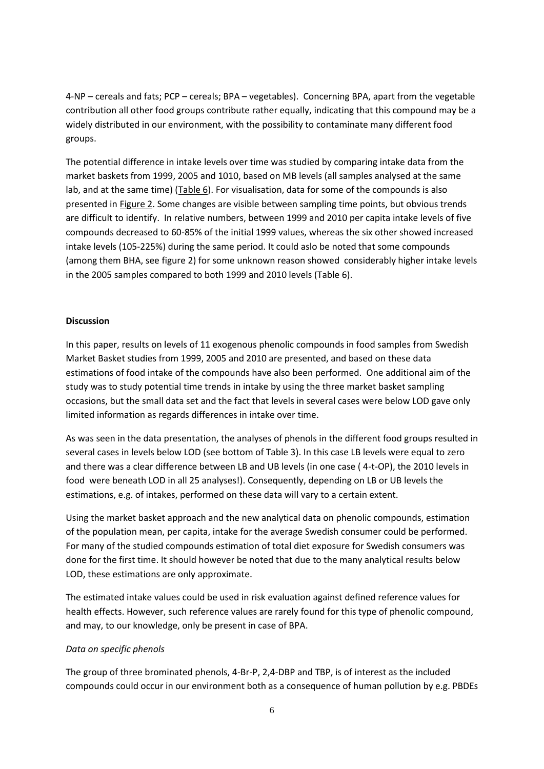4-NP – cereals and fats; PCP – cereals; BPA – vegetables). Concerning BPA, apart from the vegetable contribution all other food groups contribute rather equally, indicating that this compound may be a widely distributed in our environment, with the possibility to contaminate many different food groups.

The potential difference in intake levels over time was studied by comparing intake data from the market baskets from 1999, 2005 and 1010, based on MB levels (all samples analysed at the same lab, and at the same time) (Table 6). For visualisation, data for some of the compounds is also presented in Figure 2. Some changes are visible between sampling time points, but obvious trends are difficult to identify. In relative numbers, between 1999 and 2010 per capita intake levels of five compounds decreased to 60-85% of the initial 1999 values, whereas the six other showed increased intake levels (105-225%) during the same period. It could aslo be noted that some compounds (among them BHA, see figure 2) for some unknown reason showed considerably higher intake levels in the 2005 samples compared to both 1999 and 2010 levels (Table 6).

**Discussion**

In this paper, results on levels of 11 exogenous phenolic compounds in food samples from Swedish Market Basket studies from 1999, 2005 and 2010 are presented, and based on these data estimations of food intake of the compounds have also been performed. One additional aim of the study was to study potential time trends in intake by using the three market basket sampling occasions, but the small data set and the fact that levels in several cases were below LOD gave only limited information as regards differences in intake over time.

As was seen in the data presentation, the analyses of phenols in the different food groups resulted in several cases in levels below LOD (see bottom of Table 3). In this case LB levels were equal to zero and there was a clear difference between LB and UB levels (in one case ( 4-t-OP), the 2010 levels in food were beneath LOD in all 25 analyses!). Consequently, depending on LB or UB levels the estimations, e.g. of intakes, performed on these data will vary to a certain extent.

Using the market basket approach and the new analytical data on phenolic compounds, estimation of the population mean, per capita, intake for the average Swedish consumer could be performed. For many of the studied compounds estimation of total diet exposure for Swedish consumers was done for the first time. It should however be noted that due to the many analytical results below LOD, these estimations are only approximate.

The estimated intake values could be used in risk evaluation against defined reference values for health effects. However, such reference values are rarely found for this type of phenolic compound, and may, to our knowledge, only be present in case of BPA.

*Data on specific phenols*

The group of three brominated phenols, 4-Br-P, 2,4-DBP and TBP, is of interest as the included compounds could occur in our environment both as a consequence of human pollution by e.g. PBDEs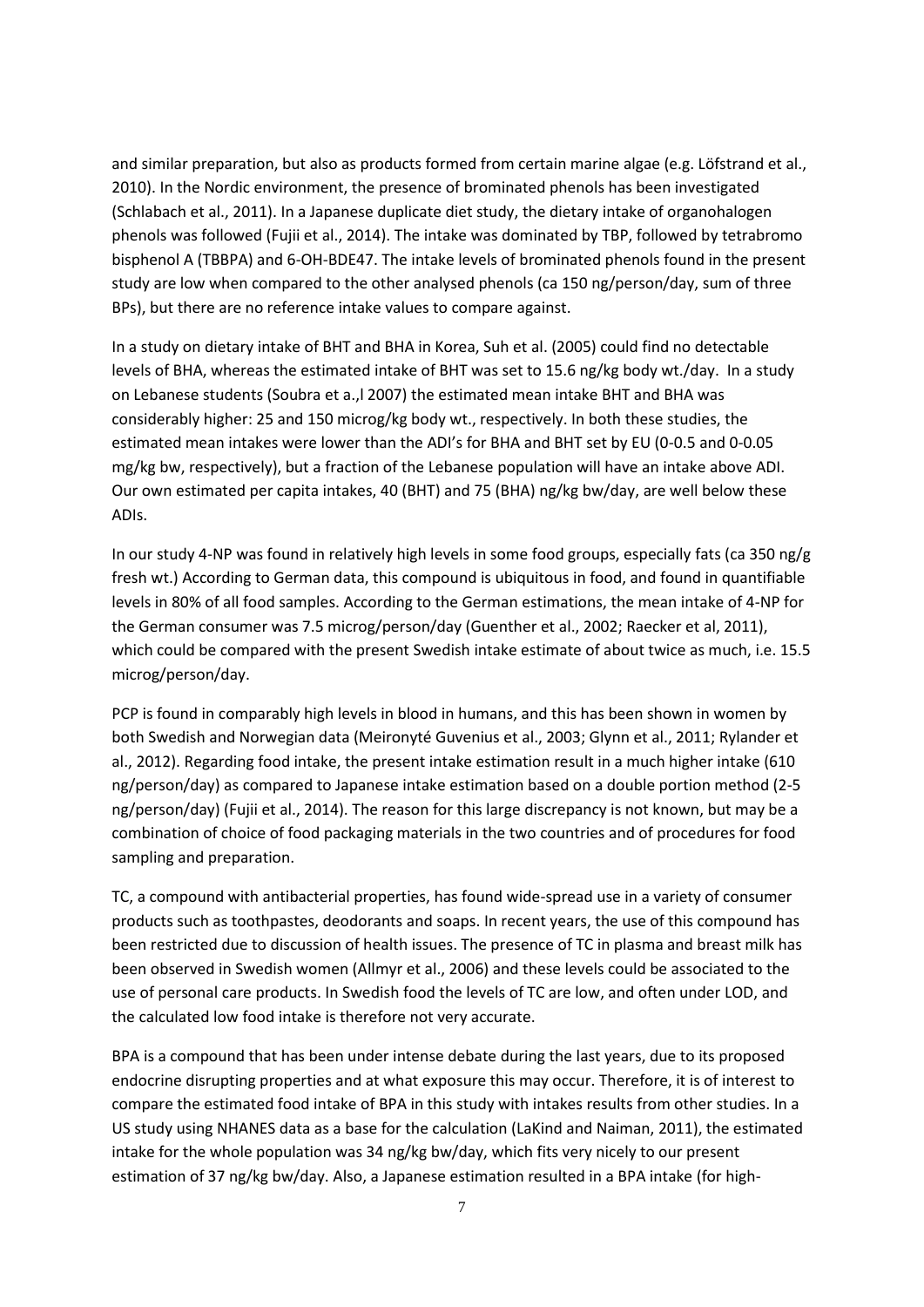and similar preparation, but also as products formed from certain marine algae (e.g. Löfstrand et al., 2010). In the Nordic environment, the presence of brominated phenols has been investigated (Schlabach et al., 2011). In a Japanese duplicate diet study, the dietary intake of organohalogen phenols was followed (Fujii et al., 2014). The intake was dominated by TBP, followed by tetrabromo bisphenol A (TBBPA) and 6-OH-BDE47. The intake levels of brominated phenols found in the present study are low when compared to the other analysed phenols (ca 150 ng/person/day, sum of three BPs), but there are no reference intake values to compare against.

In a study on dietary intake of BHT and BHA in Korea, Suh et al. (2005) could find no detectable levels of BHA, whereas the estimated intake of BHT was set to 15.6 ng/kg body wt./day. In a study on Lebanese students (Soubra et a.,l 2007) the estimated mean intake BHT and BHA was considerably higher: 25 and 150 microg/kg body wt., respectively. In both these studies, the estimated mean intakes were lower than the ADI's for BHA and BHT set by EU (0-0.5 and 0-0.05 mg/kg bw, respectively), but a fraction of the Lebanese population will have an intake above ADI. Our own estimated per capita intakes, 40 (BHT) and 75 (BHA) ng/kg bw/day, are well below these ADIs.

In our study 4-NP was found in relatively high levels in some food groups, especially fats (ca 350 ng/g fresh wt.) According to German data, this compound is ubiquitous in food, and found in quantifiable levels in 80% of all food samples. According to the German estimations, the mean intake of 4-NP for the German consumer was 7.5 microg/person/day (Guenther et al., 2002; Raecker et al, 2011), which could be compared with the present Swedish intake estimate of about twice as much, i.e. 15.5 microg/person/day.

PCP is found in comparably high levels in blood in humans, and this has been shown in women by both Swedish and Norwegian data (Meironyté Guvenius et al., 2003; Glynn et al., 2011; Rylander et al., 2012). Regarding food intake, the present intake estimation result in a much higher intake (610 ng/person/day) as compared to Japanese intake estimation based on a double portion method (2-5 ng/person/day) (Fujii et al., 2014). The reason for this large discrepancy is not known, but may be a combination of choice of food packaging materials in the two countries and of procedures for food sampling and preparation.

TC, a compound with antibacterial properties, has found wide-spread use in a variety of consumer products such as toothpastes, deodorants and soaps. In recent years, the use of this compound has been restricted due to discussion of health issues. The presence of TC in plasma and breast milk has been observed in Swedish women (Allmyr et al., 2006) and these levels could be associated to the use of personal care products. In Swedish food the levels of TC are low, and often under LOD, and the calculated low food intake is therefore not very accurate.

BPA is a compound that has been under intense debate during the last years, due to its proposed endocrine disrupting properties and at what exposure this may occur. Therefore, it is of interest to compare the estimated food intake of BPA in this study with intakes results from other studies. In a US study using NHANES data as a base for the calculation (LaKind and Naiman, 2011), the estimated intake for the whole population was 34 ng/kg bw/day, which fits very nicely to our present estimation of 37 ng/kg bw/day. Also, a Japanese estimation resulted in a BPA intake (for high-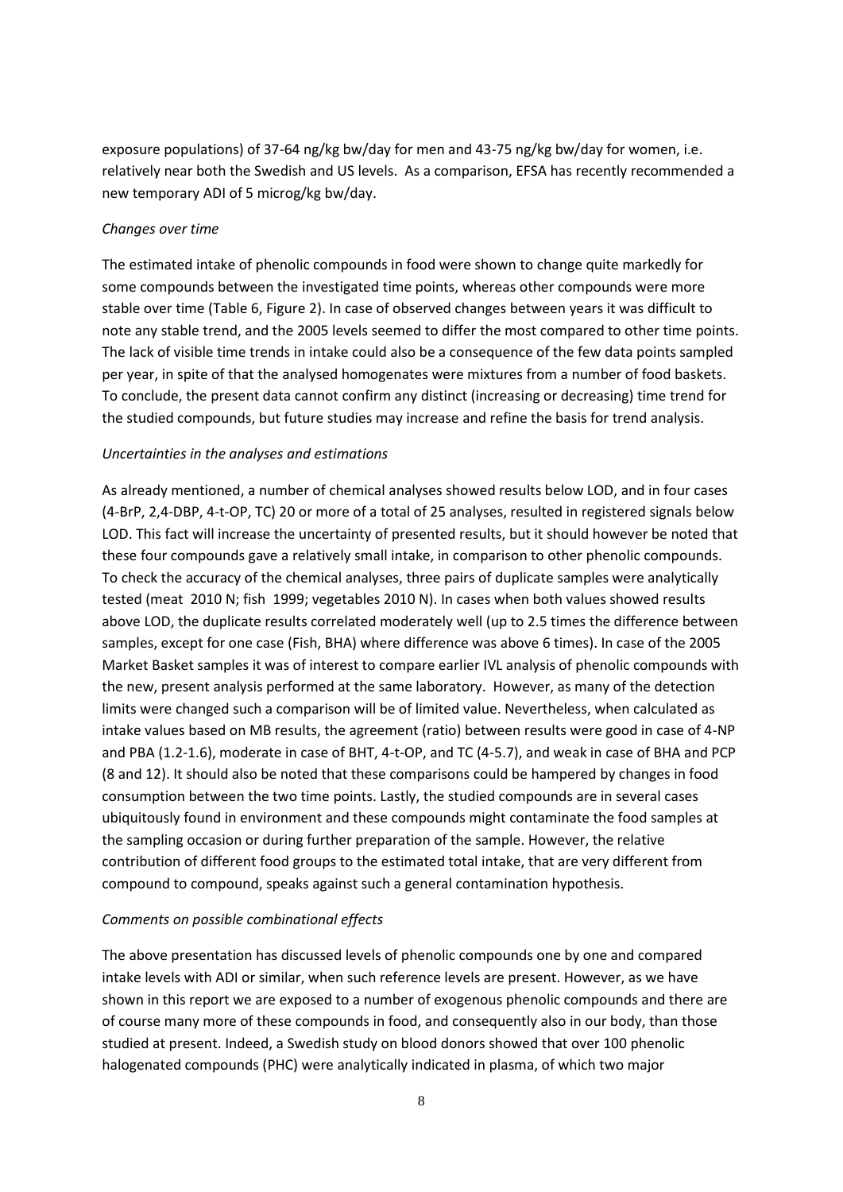exposure populations) of 37-64 ng/kg bw/day for men and 43-75 ng/kg bw/day for women, i.e. relatively near both the Swedish and US levels. As a comparison, EFSA has recently recommended a new temporary ADI of 5 microg/kg bw/day.

*Changes over time*

The estimated intake of phenolic compounds in food were shown to change quite markedly for some compounds between the investigated time points, whereas other compounds were more stable over time (Table 6, Figure 2). In case of observed changes between years it was difficult to note any stable trend, and the 2005 levels seemed to differ the most compared to other time points. The lack of visible time trends in intake could also be a consequence of the few data points sampled per year, in spite of that the analysed homogenates were mixtures from a number of food baskets. To conclude, the present data cannot confirm any distinct (increasing or decreasing) time trend for the studied compounds, but future studies may increase and refine the basis for trend analysis.

*Uncertainties in the analyses and estimations*

As already mentioned, a number of chemical analyses showed results below LOD, and in four cases (4-BrP, 2,4-DBP, 4-t-OP, TC) 20 or more of a total of 25 analyses, resulted in registered signals below LOD. This fact will increase the uncertainty of presented results, but it should however be noted that these four compounds gave a relatively small intake, in comparison to other phenolic compounds. To check the accuracy of the chemical analyses, three pairs of duplicate samples were analytically tested (meat 2010 N; fish 1999; vegetables 2010 N). In cases when both values showed results above LOD, the duplicate results correlated moderately well (up to 2.5 times the difference between samples, except for one case (Fish, BHA) where difference was above 6 times). In case of the 2005 Market Basket samples it was of interest to compare earlier IVL analysis of phenolic compounds with the new, present analysis performed at the same laboratory. However, as many of the detection limits were changed such a comparison will be of limited value. Nevertheless, when calculated as intake values based on MB results, the agreement (ratio) between results were good in case of 4-NP and PBA (1.2-1.6), moderate in case of BHT, 4-t-OP, and TC (4-5.7), and weak in case of BHA and PCP (8 and 12). It should also be noted that these comparisons could be hampered by changes in food consumption between the two time points. Lastly, the studied compounds are in several cases ubiquitously found in environment and these compounds might contaminate the food samples at the sampling occasion or during further preparation of the sample. However, the relative contribution of different food groups to the estimated total intake, that are very different from compound to compound, speaks against such a general contamination hypothesis.

*Comments on possible combinational effects*

The above presentation has discussed levels of phenolic compounds one by one and compared intake levels with ADI or similar, when such reference levels are present. However, as we have shown in this report we are exposed to a number of exogenous phenolic compounds and there are of course many more of these compounds in food, and consequently also in our body, than those studied at present. Indeed, a Swedish study on blood donors showed that over 100 phenolic halogenated compounds (PHC) were analytically indicated in plasma, of which two major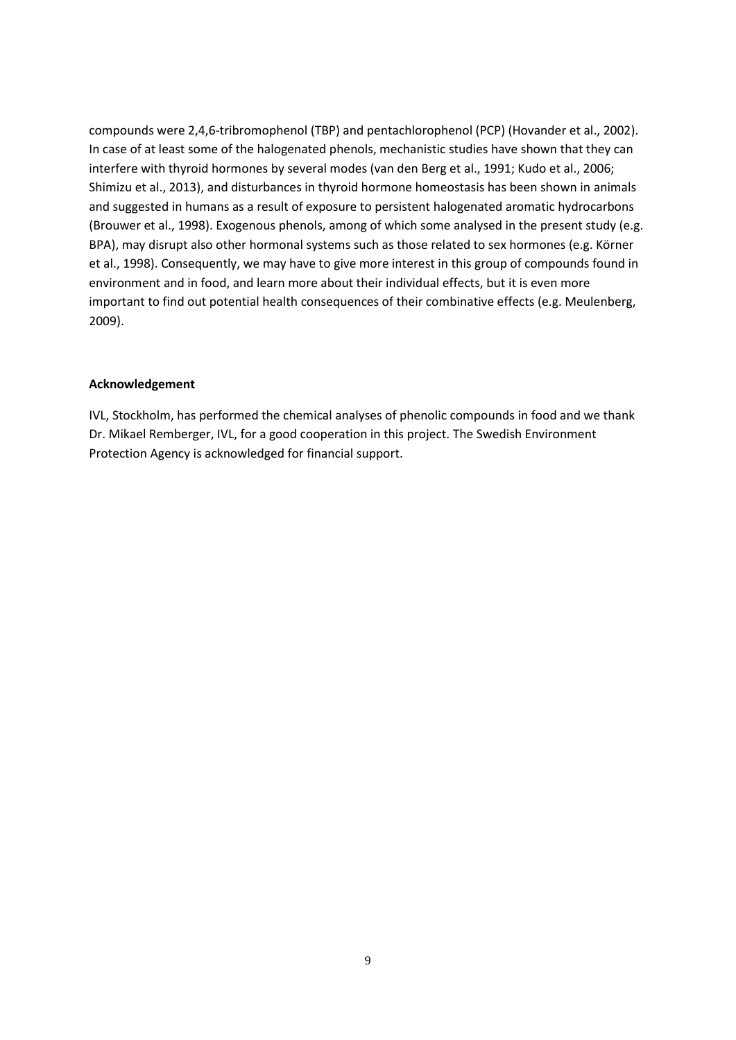compounds were 2,4,6-tribromophenol (TBP) and pentachlorophenol (PCP) (Hovander et al., 2002). In case of at least some of the halogenated phenols, mechanistic studies have shown that they can interfere with thyroid hormones by several modes (van den Berg et al., 1991; Kudo et al., 2006; Shimizu et al., 2013), and disturbances in thyroid hormone homeostasis has been shown in animals and suggested in humans as a result of exposure to persistent halogenated aromatic hydrocarbons (Brouwer et al., 1998). Exogenous phenols, among of which some analysed in the present study (e.g. BPA), may disrupt also other hormonal systems such as those related to sex hormones (e.g. Körner et al., 1998). Consequently, we may have to give more interest in this group of compounds found in environment and in food, and learn more about their individual effects, but it is even more important to find out potential health consequences of their combinative effects (e.g. Meulenberg, 2009).

**Acknowledgement**

IVL, Stockholm, has performed the chemical analyses of phenolic compounds in food and we thank Dr. Mikael Remberger, IVL, for a good cooperation in this project. The Swedish Environment Protection Agency is acknowledged for financial support.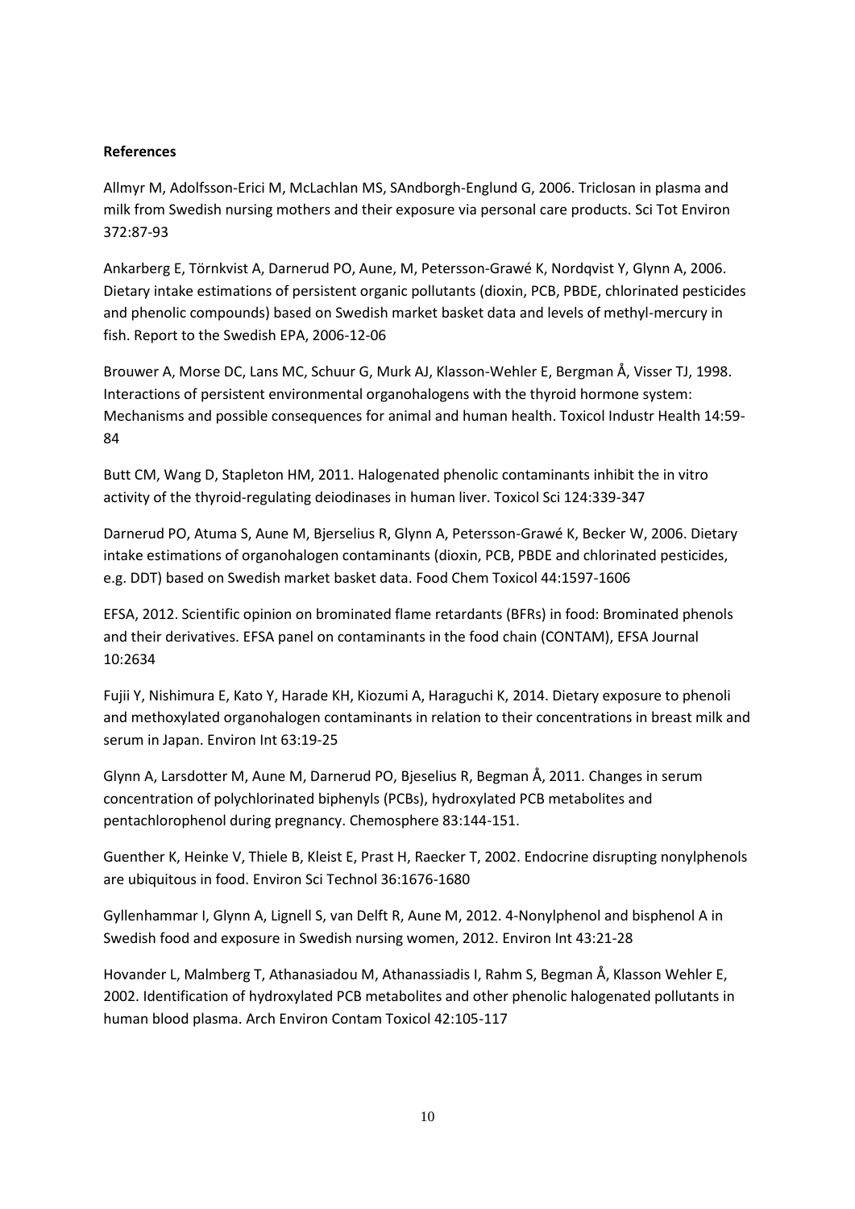**References**

Allmyr M, Adolfsson-Erici M, McLachlan MS, SAndborgh-Englund G, 2006. Triclosan in plasma and milk from Swedish nursing mothers and their exposure via personal care products. Sci Tot Environ 372:87-93

Ankarberg E, Törnkvist A, Darnerud PO, Aune, M, Petersson-Grawé K, Nordqvist Y, Glynn A, 2006. Dietary intake estimations of persistent organic pollutants (dioxin, PCB, PBDE, chlorinated pesticides and phenolic compounds) based on Swedish market basket data and levels of methyl-mercury in fish. Report to the Swedish EPA, 2006-12-06

Brouwer A, Morse DC, Lans MC, Schuur G, Murk AJ, Klasson-Wehler E, Bergman Å, Visser TJ, 1998. Interactions of persistent environmental organohalogens with the thyroid hormone system: Mechanisms and possible consequences for animal and human health. Toxicol Industr Health 14:59-84

Butt CM, Wang D, Stapleton HM, 2011. Halogenated phenolic contaminants inhibit the in vitro activity of the thyroid-regulating deiodinases in human liver. Toxicol Sci 124:339-347

Darnerud PO, Atuma S, Aune M, Bjerselius R, Glynn A, Petersson-Grawé K, Becker W, 2006. Dietary intake estimations of organohalogen contaminants (dioxin, PCB, PBDE and chlorinated pesticides, e.g. DDT) based on Swedish market basket data. Food Chem Toxicol 44:1597-1606

EFSA, 2012. Scientific opinion on brominated flame retardants (BFRs) in food: Brominated phenols and their derivatives. EFSA panel on contaminants in the food chain (CONTAM), EFSA Journal 10:2634

Fujii Y, Nishimura E, Kato Y, Harade KH, Kiozumi A, Haraguchi K, 2014. Dietary exposure to phenoli and methoxylated organohalogen contaminants in relation to their concentrations in breast milk and serum in Japan. Environ Int 63:19-25

Glynn A, Larsdotter M, Aune M, Darnerud PO, Bjeselius R, Begman Å, 2011. Changes in serum concentration of polychlorinated biphenyls (PCBs), hydroxylated PCB metabolites and pentachlorophenol during pregnancy. Chemosphere 83:144-151.

Guenther K, Heinke V, Thiele B, Kleist E, Prast H, Raecker T, 2002. Endocrine disrupting nonylphenols are ubiquitous in food. Environ Sci Technol 36:1676-1680

Gyllenhammar I, Glynn A, Lignell S, van Delft R, Aune M, 2012. 4-Nonylphenol and bisphenol A in Swedish food and exposure in Swedish nursing women, 2012. Environ Int 43:21-28

Hovander L, Malmberg T, Athanasiadou M, Athanassiadis I, Rahm S, Begman Å, Klasson Wehler E, 2002. Identification of hydroxylated PCB metabolites and other phenolic halogenated pollutants in human blood plasma. Arch Environ Contam Toxicol 42:105-117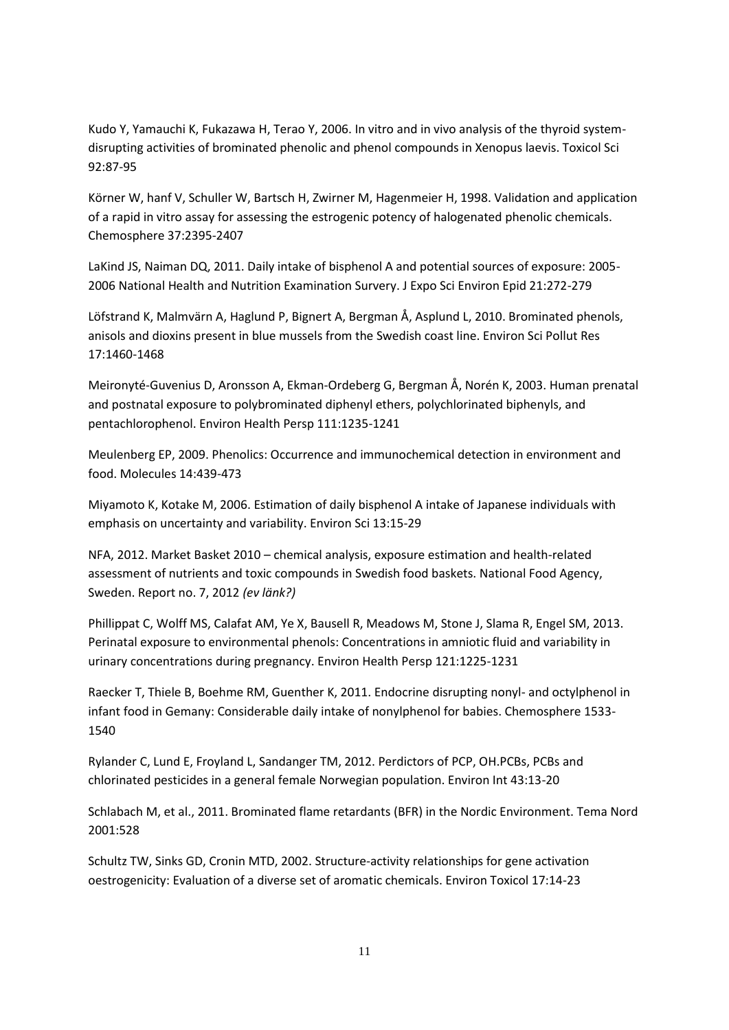Kudo Y, Yamauchi K, Fukazawa H, Terao Y, 2006. In vitro and in vivo analysis of the thyroid system-disrupting activities of brominated phenolic and phenol compounds in Xenopus laevis. Toxicol Sci 92:87-95

Körner W, hanf V, Schuller W, Bartsch H, Zwirner M, Hagenmeier H, 1998. Validation and application of a rapid in vitro assay for assessing the estrogenic potency of halogenated phenolic chemicals. Chemosphere 37:2395-2407

LaKind JS, Naiman DQ, 2011. Daily intake of bisphenol A and potential sources of exposure: 2005-2006 National Health and Nutrition Examination Survery. J Expo Sci Environ Epid 21:272-279

Löfstrand K, Malmvärn A, Haglund P, Bignert A, Bergman Å, Asplund L, 2010. Brominated phenols, anisols and dioxins present in blue mussels from the Swedish coast line. Environ Sci Pollut Res 17:1460-1468

Meironyté-Guvenius D, Aronsson A, Ekman-Ordeberg G, Bergman Å, Norén K, 2003. Human prenatal and postnatal exposure to polybrominated diphenyl ethers, polychlorinated biphenyls, and pentachlorophenol. Environ Health Persp 111:1235-1241

Meulenberg EP, 2009. Phenolics: Occurrence and immunochemical detection in environment and food. Molecules 14:439-473

Miyamoto K, Kotake M, 2006. Estimation of daily bisphenol A intake of Japanese individuals with emphasis on uncertainty and variability. Environ Sci 13:15-29

NFA, 2012. Market Basket 2010 – chemical analysis, exposure estimation and health-related assessment of nutrients and toxic compounds in Swedish food baskets. National Food Agency, Sweden. Report no. 7, 2012 *(ev länk?)*

Phillippat C, Wolff MS, Calafat AM, Ye X, Bausell R, Meadows M, Stone J, Slama R, Engel SM, 2013. Perinatal exposure to environmental phenols: Concentrations in amniotic fluid and variability in urinary concentrations during pregnancy. Environ Health Persp 121:1225-1231

Raecker T, Thiele B, Boehme RM, Guenther K, 2011. Endocrine disrupting nonyl- and octylphenol in infant food in Gemany: Considerable daily intake of nonylphenol for babies. Chemosphere 1533-1540

Rylander C, Lund E, Froyland L, Sandanger TM, 2012. Perdictors of PCP, OH.PCBs, PCBs and chlorinated pesticides in a general female Norwegian population. Environ Int 43:13-20

Schlabach M, et al., 2011. Brominated flame retardants (BFR) in the Nordic Environment. Tema Nord 2001:528

Schultz TW, Sinks GD, Cronin MTD, 2002. Structure-activity relationships for gene activation oestrogenicity: Evaluation of a diverse set of aromatic chemicals. Environ Toxicol 17:14-23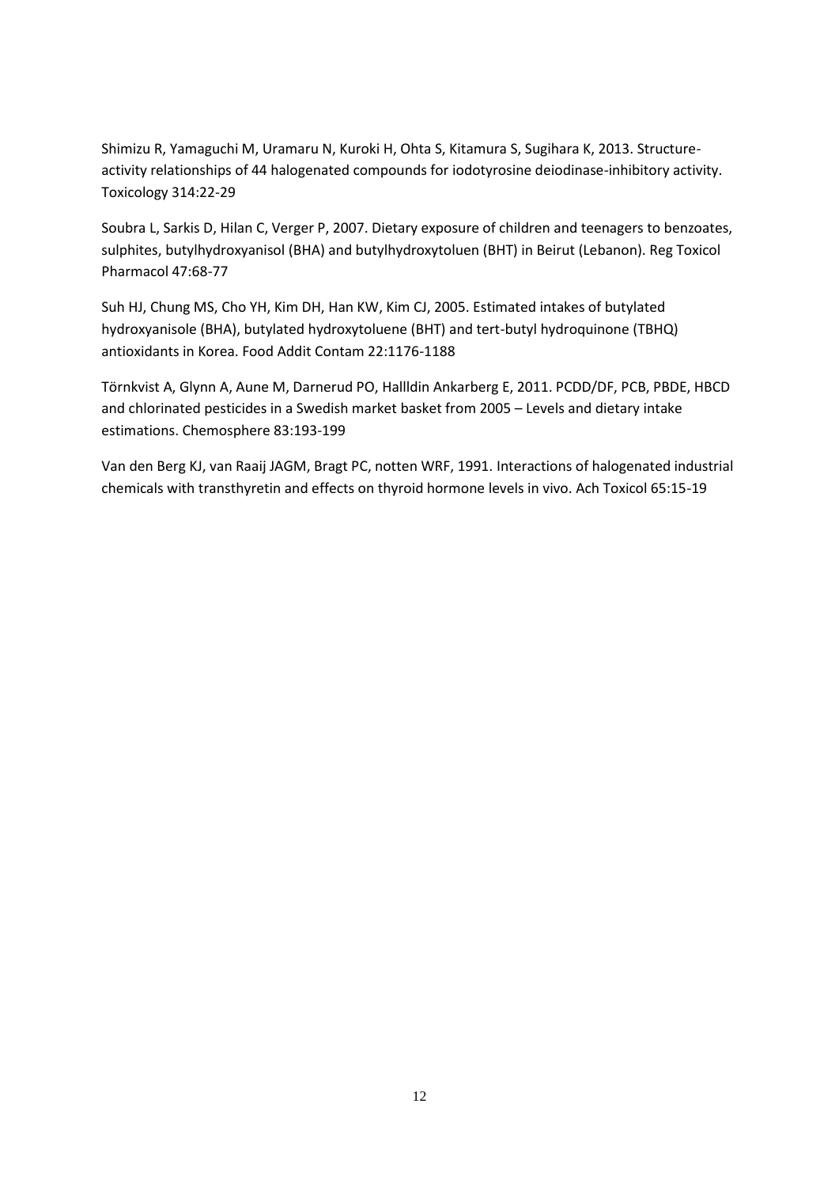Shimizu R, Yamaguchi M, Uramaru N, Kuroki H, Ohta S, Kitamura S, Sugihara K, 2013. Structure-activity relationships of 44 halogenated compounds for iodotyrosine deiodinase-inhibitory activity. Toxicology 314:22-29

Soubra L, Sarkis D, Hilan C, Verger P, 2007. Dietary exposure of children and teenagers to benzoates, sulphites, butylhydroxyanisol (BHA) and butylhydroxytoluen (BHT) in Beirut (Lebanon). Reg Toxicol Pharmacol 47:68-77

Suh HJ, Chung MS, Cho YH, Kim DH, Han KW, Kim CJ, 2005. Estimated intakes of butylated hydroxyanisole (BHA), butylated hydroxytoluene (BHT) and tert-butyl hydroquinone (TBHQ) antioxidants in Korea. Food Addit Contam 22:1176-1188

Törnkvist A, Glynn A, Aune M, Darnerud PO, Hallldin Ankarberg E, 2011. PCDD/DF, PCB, PBDE, HBCD and chlorinated pesticides in a Swedish market basket from 2005 – Levels and dietary intake estimations. Chemosphere 83:193-199

Van den Berg KJ, van Raaij JAGM, Bragt PC, notten WRF, 1991. Interactions of halogenated industrial chemicals with transthyretin and effects on thyroid hormone levels in vivo. Ach Toxicol 65:15-19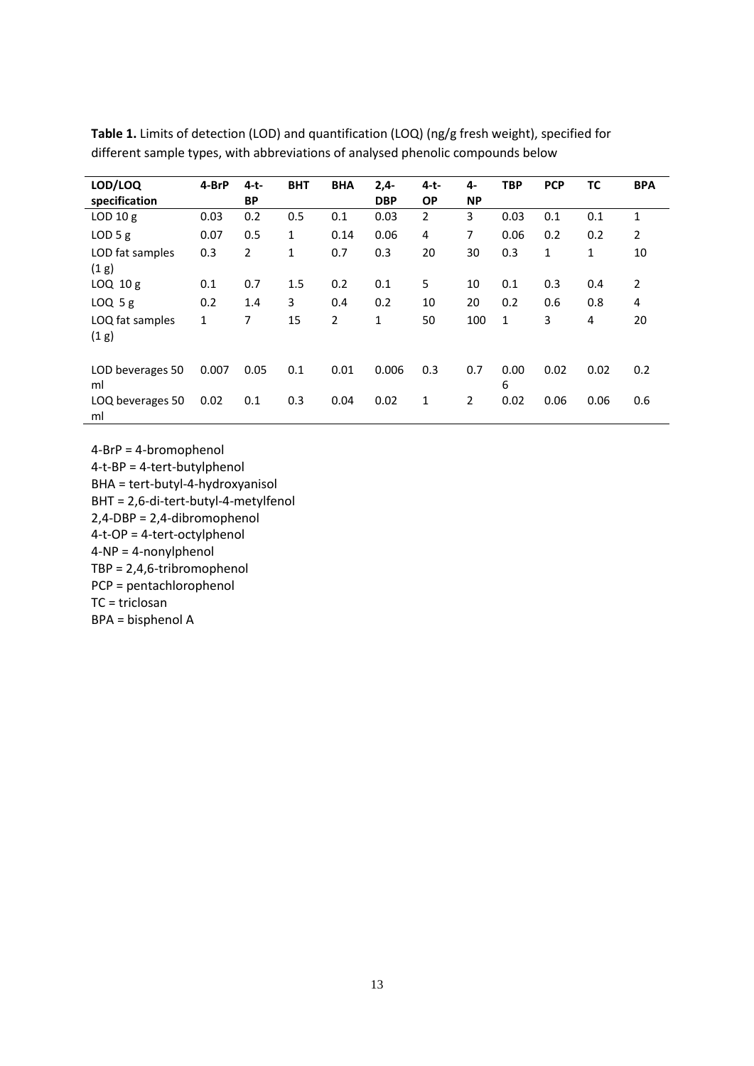**Table 1.** Limits of detection (LOD) and quantification (LOQ) (ng/g fresh weight), specified for different sample types, with abbreviations of analysed phenolic compounds below

| LOD/LOQ specification | 4-BrP | 4-t-BP | BHT | BHA | 2,4-DBP | 4-t-OP | 4-NP | TBP | PCP | TC | BPA |
|---|---|---|---|---|---|---|---|---|---|---|---|
| LOD 10 g | 0.03 | 0.2 | 0.5 | 0.1 | 0.03 | 2 | 3 | 0.03 | 0.1 | 0.1 | 1 |
| LOD 5 g | 0.07 | 0.5 | 1 | 0.14 | 0.06 | 4 | 7 | 0.06 | 0.2 | 0.2 | 2 |
| LOD fat samples (1 g) | 0.3 | 2 | 1 | 0.7 | 0.3 | 20 | 30 | 0.3 | 1 | 1 | 10 |
| LOQ 10 g | 0.1 | 0.7 | 1.5 | 0.2 | 0.1 | 5 | 10 | 0.1 | 0.3 | 0.4 | 2 |
| LOQ 5 g | 0.2 | 1.4 | 3 | 0.4 | 0.2 | 10 | 20 | 0.2 | 0.6 | 0.8 | 4 |
| LOQ fat samples (1 g) | 1 | 7 | 15 | 2 | 1 | 50 | 100 | 1 | 3 | 4 | 20 |
| LOD beverages 50 ml | 0.007 | 0.05 | 0.1 | 0.01 | 0.006 | 0.3 | 0.7 | 0.006 | 0.02 | 0.02 | 0.2 |
| LOQ beverages 50 ml | 0.02 | 0.1 | 0.3 | 0.04 | 0.02 | 1 | 2 | 0.02 | 0.06 | 0.06 | 0.6 |

4-BrP = 4-bromophenol  
4-t-BP = 4-tert-butylphenol  
BHA = tert-butyl-4-hydroxyanisol  
BHT = 2,6-di-tert-butyl-4-metylfenol  
2,4-DBP = 2,4-dibromophenol  
4-t-OP = 4-tert-octylphenol  
4-NP = 4-nonylphenol  
TBP = 2,4,6-tribromophenol  
PCP = pentachlorophenol  
TC = triclosan  
BPA = bisphenol A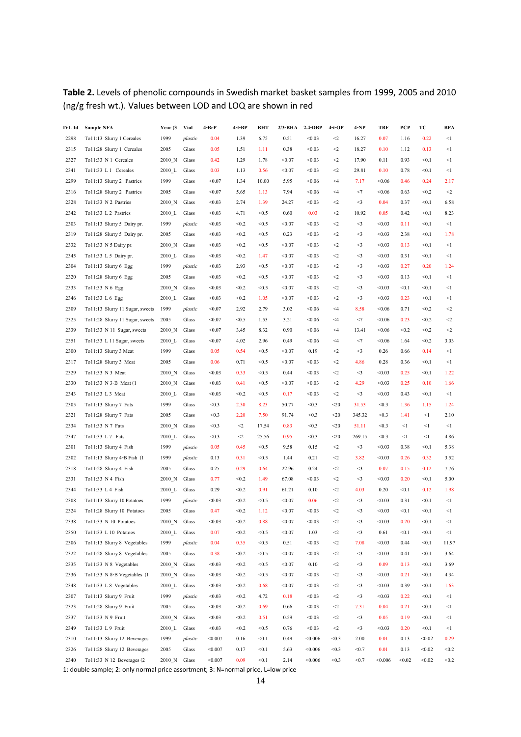**Table 2.** Levels of phenolic compounds in Swedish market basket samples from 1999, 2005 and 2010 (ng/g fresh wt.). Values between LOD and LOQ are shown in red

| IVL Id | Sample NFA | Year (3 | Vial | 4-BrP | 4-t-BP | BHT | 2/3-BHA | 2.4-DBP | 4-t-OP | 4-NP | TBF | PCP | TC | BPA |
|---|---|---|---|---|---|---|---|---|---|---|---|---|---|---|
| 2298 | To11:13 Slurry 1 Cereales | 1999 | *plastic* | 0.04 | 1.39 | 6.75 | 0.51 | <0.03 | <2 | 16.27 | 0.07 | 1.16 | 0.22 | <1 |
| 2315 | To11:28 Slurry 1 Cereales | 2005 | Glass | 0.05 | 1.51 | 1.11 | 0.38 | <0.03 | <2 | 18.27 | 0.10 | 1.12 | 0.13 | <1 |
| 2327 | To11:33 N 1 Cereales | 2010_N | Glass | 0.42 | 1.29 | 1.78 | <0.07 | <0.03 | <2 | 17.90 | 0.11 | 0.93 | <0.1 | <1 |
| 2341 | To11:33 L 1 Cereales | 2010_L | Glass | 0.03 | 1.13 | 0.56 | <0.07 | <0.03 | <2 | 29.81 | 0.10 | 0.78 | <0.1 | <1 |
| 2299 | To11:13 Slurry 2 Pastries | 1999 | Glass | <0.07 | 1.34 | 10.00 | 5.95 | <0.06 | <4 | 7.17 | <0.06 | 0.46 | 0.24 | 2.17 |
| 2316 | To11:28 Slurry 2 Pastries | 2005 | Glass | <0.07 | 5.65 | 1.13 | 7.94 | <0.06 | <4 | <7 | <0.06 | 0.63 | <0.2 | <2 |
| 2328 | To11:33 N 2 Pastries | 2010_N | Glass | <0.03 | 2.74 | 1.39 | 24.27 | <0.03 | <2 | <3 | 0.04 | 0.37 | <0.1 | 6.58 |
| 2342 | To11:33 L 2 Pastries | 2010_L | Glass | <0.03 | 4.71 | <0.5 | 0.60 | 0.03 | <2 | 10.92 | 0.05 | 0.42 | <0.1 | 8.23 |
| 2303 | To11:13 Slurry 5 Dairy pr. | 1999 | *plastic* | <0.03 | <0.2 | <0.5 | <0.07 | <0.03 | <2 | <3 | <0.03 | 0.11 | <0.1 | <1 |
| 2319 | To11:28 Slurry 5 Dairy pr. | 2005 | Glass | <0.03 | <0.2 | <0.5 | 0.23 | <0.03 | <2 | <3 | <0.03 | 2.38 | <0.1 | 1.78 |
| 2332 | To11:33 N 5 Dairy pr. | 2010_N | Glass | <0.03 | <0.2 | <0.5 | <0.07 | <0.03 | <2 | <3 | <0.03 | 0.13 | <0.1 | <1 |
| 2345 | To11:33 L 5 Dairy pr. | 2010_L | Glass | <0.03 | <0.2 | 1.47 | <0.07 | <0.03 | <2 | <3 | <0.03 | 0.31 | <0.1 | <1 |
| 2304 | To11:13 Slurry 6 Egg | 1999 | *plastic* | <0.03 | 2.93 | <0.5 | <0.07 | <0.03 | <2 | <3 | <0.03 | 0.27 | 0.20 | 1.24 |
| 2320 | To11:28 Slurry 6 Egg | 2005 | Glass | <0.03 | <0.2 | <0.5 | <0.07 | <0.03 | <2 | <3 | <0.03 | 0.13 | <0.1 | <1 |
| 2333 | To11:33 N 6 Egg | 2010_N | Glass | <0.03 | <0.2 | <0.5 | <0.07 | <0.03 | <2 | <3 | <0.03 | <0.1 | <0.1 | <1 |
| 2346 | To11:33 L 6 Egg | 2010_L | Glass | <0.03 | <0.2 | 1.05 | <0.07 | <0.03 | <2 | <3 | <0.03 | 0.23 | <0.1 | <1 |
| 2309 | To11:13 Slurry 11 Sugar, sweets | 1999 | *plastic* | <0.07 | 2.92 | 2.79 | 3.02 | <0.06 | <4 | 8.58 | <0.06 | 0.71 | <0.2 | <2 |
| 2325 | To11:28 Slurry 11 Sugar, sweets | 2005 | Glass | <0.07 | 2.51 | 1.53 | 3.21 | <0.06 | <4 | <7 | <0.06 | 0.23 | <0.2 | <2 |
| 2339 | To11:33 N 11 Sugar, sweets | 2010_N | Glass | <0.07 | 3.45 | 8.32 | 0.90 | <0.06 | <4 | 13.41 | <0.06 | <0.2 | <0.2 | <2 |
| 2351 | To11:33 L 11 Sugar, sweets | 2010_L | Glass | <0.07 | 4.02 | 2.96 | 0.49 | <0.06 | <4 | <7 | <0.06 | 1.64 | <0.2 | 3.03 |
| 2300 | To11:13 Slurry 3 Meat | 1999 | Glass | 0.05 | 0.54 | <0.5 | <0.07 | 0.19 | <2 | <3 | 0.26 | 0.66 | 0.14 | <1 |
| 2317 | To11:28 Slurry 3 Meat | 2005 | Glass | 0.06 | 0.71 | <0.5 | <0.07 | <0.03 | <2 | 4.86 | 0.28 | 0.36 | <0.1 | <1 |
| 2329 | To11:33 N 3 Meat | 2010_N | Glass | <0.03 | 0.33 | <0.5 | 0.44 | <0.03 | <2 | <3 | <0.03 | 0.25 | <0.1 | 1.22 |
| 2330 | To11:33 N 3-B Meat (1 | 2010_N | Glass | <0.03 | 0.41 | <0.5 | <0.07 | <0.03 | <2 | 4.29 | <0.03 | 0.25 | 0.10 | 1.66 |
| 2343 | To11:33 L 3 Meat | 2010_L | Glass | <0.03 | <0.2 | <0.5 | 0.17 | <0.03 | <2 | <3 | <0.03 | 0.43 | <0.1 | <1 |
| 2305 | To11:13 Slurry 7 Fats | 1999 | Glass | <0.3 | 2.30 | 8.23 | 50.77 | <0.3 | <20 | 31.53 | <0.3 | 1.36 | 1.15 | 1.24 |
| 2321 | To11:28 Slurry 7 Fats | 2005 | Glass | <0.3 | 2.20 | 7.50 | 91.74 | <0.3 | <20 | 345.32 | <0.3 | 1.41 | <1 | 2.10 |
| 2334 | To11:33 N 7 Fats | 2010_N | Glass | <0.3 | <2 | 17.54 | 0.83 | <0.3 | <20 | 51.11 | <0.3 | <1 | <1 | <1 |
| 2347 | To11:33 L 7 Fats | 2010_L | Glass | <0.3 | <2 | 25.56 | 0.95 | <0.3 | <20 | 269.15 | <0.3 | <1 | <1 | 4.86 |
| 2301 | To11:13 Slurry 4 Fish | 1999 | *plastic* | 0.05 | 0.45 | <0.5 | 9.58 | 0.15 | <2 | <3 | <0.03 | 0.38 | <0.1 | 5.38 |
| 2302 | To11:13 Slurry 4-B Fish (1 | 1999 | *plastic* | 0.13 | 0.31 | <0.5 | 1.44 | 0.21 | <2 | 3.82 | <0.03 | 0.26 | 0.32 | 3.52 |
| 2318 | To11:28 Slurry 4 Fish | 2005 | Glass | 0.25 | 0.29 | 0.64 | 22.96 | 0.24 | <2 | <3 | 0.07 | 0.15 | 0.12 | 7.76 |
| 2331 | To11:33 N 4 Fish | 2010_N | Glass | 0.77 | <0.2 | 1.49 | 67.08 | <0.03 | <2 | <3 | <0.03 | 0.20 | <0.1 | 5.00 |
| 2344 | To11:33 L 4 Fish | 2010_L | Glass | 0.29 | <0.2 | 0.91 | 61.21 | 0.10 | <2 | 4.03 | 0.20 | <0.1 | 0.12 | 1.98 |
| 2308 | To11:13 Slurry 10 Potatoes | 1999 | *plastic* | <0.03 | <0.2 | <0.5 | <0.07 | 0.06 | <2 | <3 | <0.03 | 0.31 | <0.1 | <1 |
| 2324 | To11:28 Slurry 10 Potatoes | 2005 | Glass | 0.47 | <0.2 | 1.12 | <0.07 | <0.03 | <2 | <3 | <0.03 | <0.1 | <0.1 | <1 |
| 2338 | To11:33 N 10 Potatoes | 2010_N | Glass | <0.03 | <0.2 | 0.88 | <0.07 | <0.03 | <2 | <3 | <0.03 | 0.20 | <0.1 | <1 |
| 2350 | To11:33 L 10 Potatoes | 2010_L | Glass | 0.07 | <0.2 | <0.5 | <0.07 | 1.03 | <2 | <3 | 0.61 | <0.1 | <0.1 | <1 |
| 2306 | To11:13 Slurry 8 Vegetables | 1999 | *plastic* | 0.04 | 0.35 | <0.5 | 0.51 | <0.03 | <2 | 7.08 | <0.03 | 0.44 | <0.1 | 11.97 |
| 2322 | To11:28 Slurry 8 Vegetables | 2005 | Glass | 0.38 | <0.2 | <0.5 | <0.07 | <0.03 | <2 | <3 | <0.03 | 0.41 | <0.1 | 3.64 |
| 2335 | To11:33 N 8 Vegetables | 2010_N | Glass | <0.03 | <0.2 | <0.5 | <0.07 | 0.10 | <2 | <3 | 0.09 | 0.13 | <0.1 | 3.69 |
| 2336 | To11:33 N 8-B Vegetables (1 | 2010_N | Glass | <0.03 | <0.2 | <0.5 | <0.07 | <0.03 | <2 | <3 | <0.03 | 0.21 | <0.1 | 4.34 |
| 2348 | To11:33 L 8 Vegetables | 2010_L | Glass | <0.03 | <0.2 | 0.68 | <0.07 | <0.03 | <2 | <3 | <0.03 | 0.39 | <0.1 | 1.63 |
| 2307 | To11:13 Slurry 9 Fruit | 1999 | *plastic* | <0.03 | <0.2 | 4.72 | 0.18 | <0.03 | <2 | <3 | <0.03 | 0.22 | <0.1 | <1 |
| 2323 | To11:28 Slurry 9 Fruit | 2005 | Glass | <0.03 | <0.2 | 0.69 | 0.66 | <0.03 | <2 | 7.31 | 0.04 | 0.21 | <0.1 | <1 |
| 2337 | To11:33 N 9 Fruit | 2010_N | Glass | <0.03 | <0.2 | 0.51 | 0.59 | <0.03 | <2 | <3 | 0.05 | 0.19 | <0.1 | <1 |
| 2349 | To11:33 L 9 Fruit | 2010_L | Glass | <0.03 | <0.2 | <0.5 | 0.76 | <0.03 | <2 | <3 | <0.03 | 0.20 | <0.1 | <1 |
| 2310 | To11:13 Slurry 12 Beverages | 1999 | *plastic* | <0.007 | 0.16 | <0.1 | 0.49 | <0.006 | <0.3 | 2.00 | 0.01 | 0.13 | <0.02 | 0.29 |
| 2326 | To11:28 Slurry 12 Beverages | 2005 | Glass | <0.007 | 0.17 | <0.1 | 5.63 | <0.006 | <0.3 | <0.7 | 0.01 | 0.13 | <0.02 | <0.2 |
| 2340 | To11:33 N 12 Beverages (2 | 2010_N | Glass | <0.007 | 0.09 | <0.1 | 2.14 | <0.006 | <0.3 | <0.7 | <0.006 | <0.02 | <0.02 | <0.2 |

1: double sample; 2: only normal price assortment; 3: N=normal price, L=low price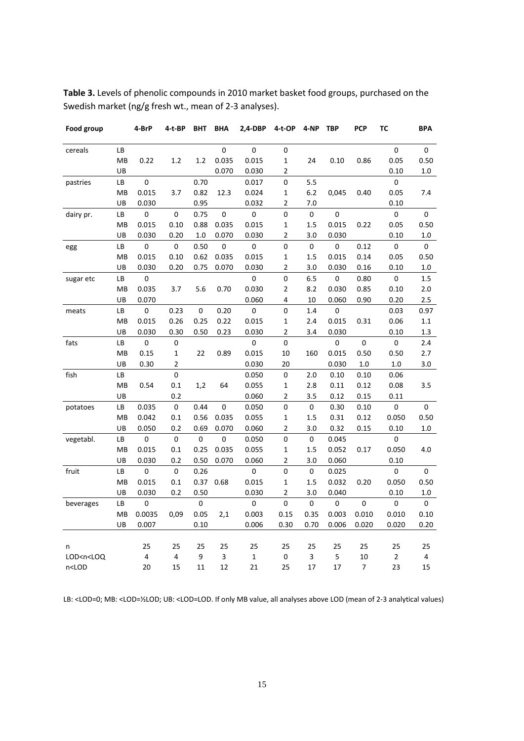**Table 3.** Levels of phenolic compounds in 2010 market basket food groups, purchased on the Swedish market (ng/g fresh wt., mean of 2-3 analyses).

| Food group | | 4-BrP | 4-t-BP | BHT | BHA | 2,4-DBP | 4-t-OP | 4-NP | TBP | PCP | TC | BPA |
|---|---|---|---|---|---|---|---|---|---|---|---|---|
| cereals | LB | | | | 0 | 0 | 0 | | | | 0 | 0 |
| | MB | 0.22 | 1.2 | 1.2 | 0.035 | 0.015 | 1 | 24 | 0.10 | 0.86 | 0.05 | 0.50 |
| | UB | | | | 0.070 | 0.030 | 2 | | | | 0.10 | 1.0 |
| pastries | LB | 0 | | 0.70 | | 0.017 | 0 | 5.5 | | | 0 | |
| | MB | 0.015 | 3.7 | 0.82 | 12.3 | 0.024 | 1 | 6.2 | 0,045 | 0.40 | 0.05 | 7.4 |
| | UB | 0.030 | | 0.95 | | 0.032 | 2 | 7.0 | | | 0.10 | |
| dairy pr. | LB | 0 | 0 | 0.75 | 0 | 0 | 0 | 0 | 0 | | 0 | 0 |
| | MB | 0.015 | 0.10 | 0.88 | 0.035 | 0.015 | 1 | 1.5 | 0.015 | 0.22 | 0.05 | 0.50 |
| | UB | 0.030 | 0.20 | 1.0 | 0.070 | 0.030 | 2 | 3.0 | 0.030 | | 0.10 | 1.0 |
| egg | LB | 0 | 0 | 0.50 | 0 | 0 | 0 | 0 | 0 | 0.12 | 0 | 0 |
| | MB | 0.015 | 0.10 | 0.62 | 0.035 | 0.015 | 1 | 1.5 | 0.015 | 0.14 | 0.05 | 0.50 |
| | UB | 0.030 | 0.20 | 0.75 | 0.070 | 0.030 | 2 | 3.0 | 0.030 | 0.16 | 0.10 | 1.0 |
| sugar etc | LB | 0 | | | | 0 | 0 | 6.5 | 0 | 0.80 | 0 | 1.5 |
| | MB | 0.035 | 3.7 | 5.6 | 0.70 | 0.030 | 2 | 8.2 | 0.030 | 0.85 | 0.10 | 2.0 |
| | UB | 0.070 | | | | 0.060 | 4 | 10 | 0.060 | 0.90 | 0.20 | 2.5 |
| meats | LB | 0 | 0.23 | 0 | 0.20 | 0 | 0 | 1.4 | 0 | | 0.03 | 0.97 |
| | MB | 0.015 | 0.26 | 0.25 | 0.22 | 0.015 | 1 | 2.4 | 0.015 | 0.31 | 0.06 | 1.1 |
| | UB | 0.030 | 0.30 | 0.50 | 0.23 | 0.030 | 2 | 3.4 | 0.030 | | 0.10 | 1.3 |
| fats | LB | 0 | 0 | | | 0 | 0 | | 0 | 0 | 0 | 2.4 |
| | MB | 0.15 | 1 | 22 | 0.89 | 0.015 | 10 | 160 | 0.015 | 0.50 | 0.50 | 2.7 |
| | UB | 0.30 | 2 | | | 0.030 | 20 | | 0.030 | 1.0 | 1.0 | 3.0 |
| fish | LB | | 0 | | | 0.050 | 0 | 2.0 | 0.10 | 0.10 | 0.06 | |
| | MB | 0.54 | 0.1 | 1,2 | 64 | 0.055 | 1 | 2.8 | 0.11 | 0.12 | 0.08 | 3.5 |
| | UB | | 0.2 | | | 0.060 | 2 | 3.5 | 0.12 | 0.15 | 0.11 | |
| potatoes | LB | 0.035 | 0 | 0.44 | 0 | 0.050 | 0 | 0 | 0.30 | 0.10 | 0 | 0 |
| | MB | 0.042 | 0.1 | 0.56 | 0.035 | 0.055 | 1 | 1.5 | 0.31 | 0.12 | 0.050 | 0.50 |
| | UB | 0.050 | 0.2 | 0.69 | 0.070 | 0.060 | 2 | 3.0 | 0.32 | 0.15 | 0.10 | 1.0 |
| vegetabl. | LB | 0 | 0 | 0 | 0 | 0.050 | 0 | 0 | 0.045 | | 0 | |
| | MB | 0.015 | 0.1 | 0.25 | 0.035 | 0.055 | 1 | 1.5 | 0.052 | 0.17 | 0.050 | 4.0 |
| | UB | 0.030 | 0.2 | 0.50 | 0.070 | 0.060 | 2 | 3.0 | 0.060 | | 0.10 | |
| fruit | LB | 0 | 0 | 0.26 | | 0 | 0 | 0 | 0.025 | | 0 | 0 |
| | MB | 0.015 | 0.1 | 0.37 | 0.68 | 0.015 | 1 | 1.5 | 0.032 | 0.20 | 0.050 | 0.50 |
| | UB | 0.030 | 0.2 | 0.50 | | 0.030 | 2 | 3.0 | 0.040 | | 0.10 | 1.0 |
| beverages | LB | 0 | | 0 | | 0 | 0 | 0 | 0 | 0 | 0 | 0 |
| | MB | 0.0035 | 0,09 | 0.05 | 2,1 | 0.003 | 0.15 | 0.35 | 0.003 | 0.010 | 0.010 | 0.10 |
| | UB | 0.007 | | 0.10 | | 0.006 | 0.30 | 0.70 | 0.006 | 0.020 | 0.020 | 0.20 |
| n | | 25 | 25 | 25 | 25 | 25 | 25 | 25 | 25 | 25 | 25 | 25 |
| LOD<n<LOQ | | 4 | 4 | 9 | 3 | 1 | 0 | 3 | 5 | 10 | 2 | 4 |
| n<LOD | | 20 | 15 | 11 | 12 | 21 | 25 | 17 | 17 | 7 | 23 | 15 |

LB: <LOD=0; MB: <LOD=½LOD; UB: <LOD=LOD. If only MB value, all analyses above LOD (mean of 2-3 analytical values)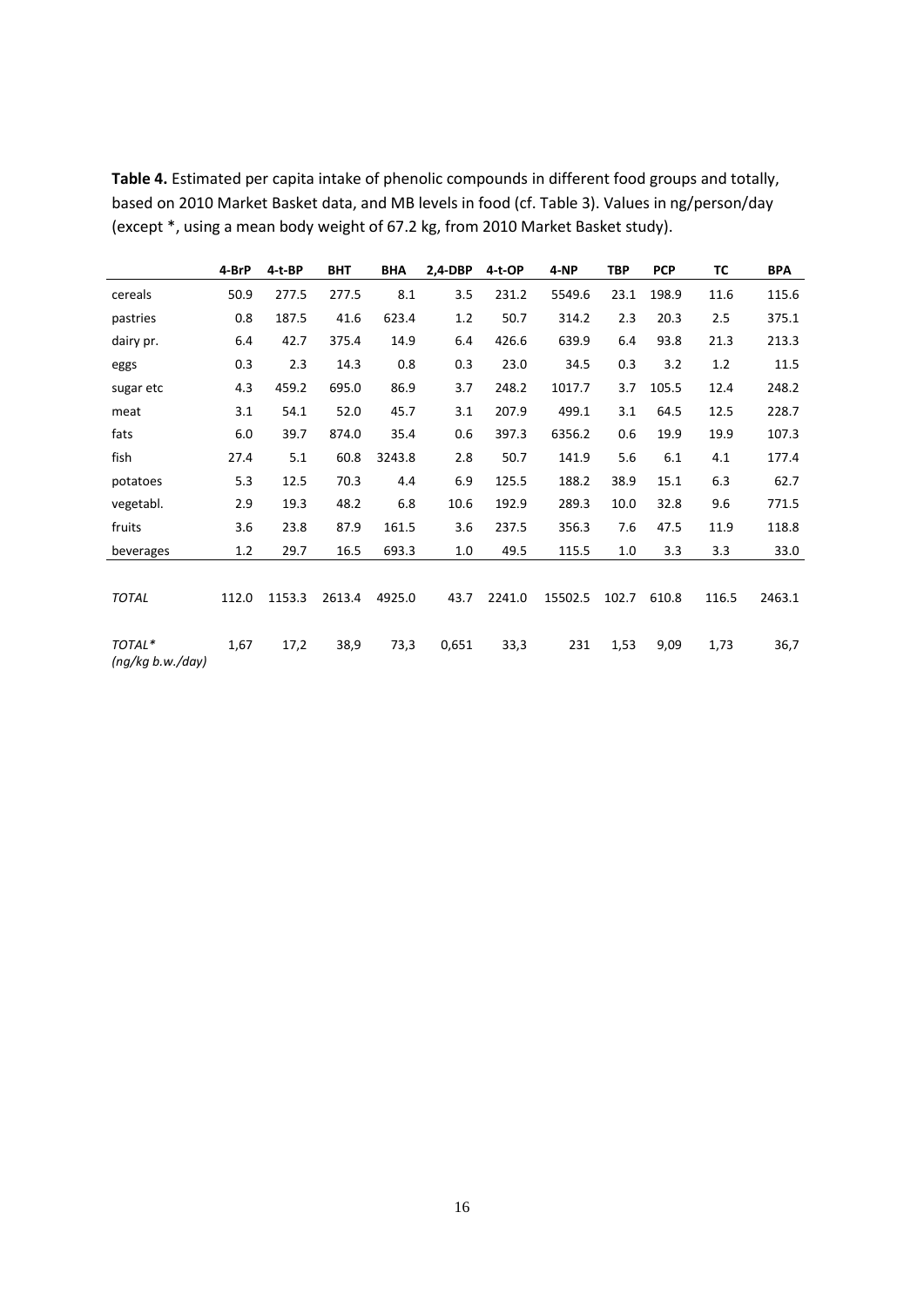**Table 4.** Estimated per capita intake of phenolic compounds in different food groups and totally, based on 2010 Market Basket data, and MB levels in food (cf. Table 3). Values in ng/person/day (except *, using a mean body weight of 67.2 kg, from 2010 Market Basket study).

| | 4-BrP | 4-t-BP | BHT | BHA | 2,4-DBP | 4-t-OP | 4-NP | TBP | PCP | TC | BPA |
|---|---|---|---|---|---|---|---|---|---|---|---|
| cereals | 50.9 | 277.5 | 277.5 | 8.1 | 3.5 | 231.2 | 5549.6 | 23.1 | 198.9 | 11.6 | 115.6 |
| pastries | 0.8 | 187.5 | 41.6 | 623.4 | 1.2 | 50.7 | 314.2 | 2.3 | 20.3 | 2.5 | 375.1 |
| dairy pr. | 6.4 | 42.7 | 375.4 | 14.9 | 6.4 | 426.6 | 639.9 | 6.4 | 93.8 | 21.3 | 213.3 |
| eggs | 0.3 | 2.3 | 14.3 | 0.8 | 0.3 | 23.0 | 34.5 | 0.3 | 3.2 | 1.2 | 11.5 |
| sugar etc | 4.3 | 459.2 | 695.0 | 86.9 | 3.7 | 248.2 | 1017.7 | 3.7 | 105.5 | 12.4 | 248.2 |
| meat | 3.1 | 54.1 | 52.0 | 45.7 | 3.1 | 207.9 | 499.1 | 3.1 | 64.5 | 12.5 | 228.7 |
| fats | 6.0 | 39.7 | 874.0 | 35.4 | 0.6 | 397.3 | 6356.2 | 0.6 | 19.9 | 19.9 | 107.3 |
| fish | 27.4 | 5.1 | 60.8 | 3243.8 | 2.8 | 50.7 | 141.9 | 5.6 | 6.1 | 4.1 | 177.4 |
| potatoes | 5.3 | 12.5 | 70.3 | 4.4 | 6.9 | 125.5 | 188.2 | 38.9 | 15.1 | 6.3 | 62.7 |
| vegetabl. | 2.9 | 19.3 | 48.2 | 6.8 | 10.6 | 192.9 | 289.3 | 10.0 | 32.8 | 9.6 | 771.5 |
| fruits | 3.6 | 23.8 | 87.9 | 161.5 | 3.6 | 237.5 | 356.3 | 7.6 | 47.5 | 11.9 | 118.8 |
| beverages | 1.2 | 29.7 | 16.5 | 693.3 | 1.0 | 49.5 | 115.5 | 1.0 | 3.3 | 3.3 | 33.0 |
| *TOTAL* | 112.0 | 1153.3 | 2613.4 | 4925.0 | 43.7 | 2241.0 | 15502.5 | 102.7 | 610.8 | 116.5 | 2463.1 |
| *TOTAL* (ng/kg b.w./day)* | 1,67 | 17,2 | 38,9 | 73,3 | 0,651 | 33,3 | 231 | 1,53 | 9,09 | 1,73 | 36,7 |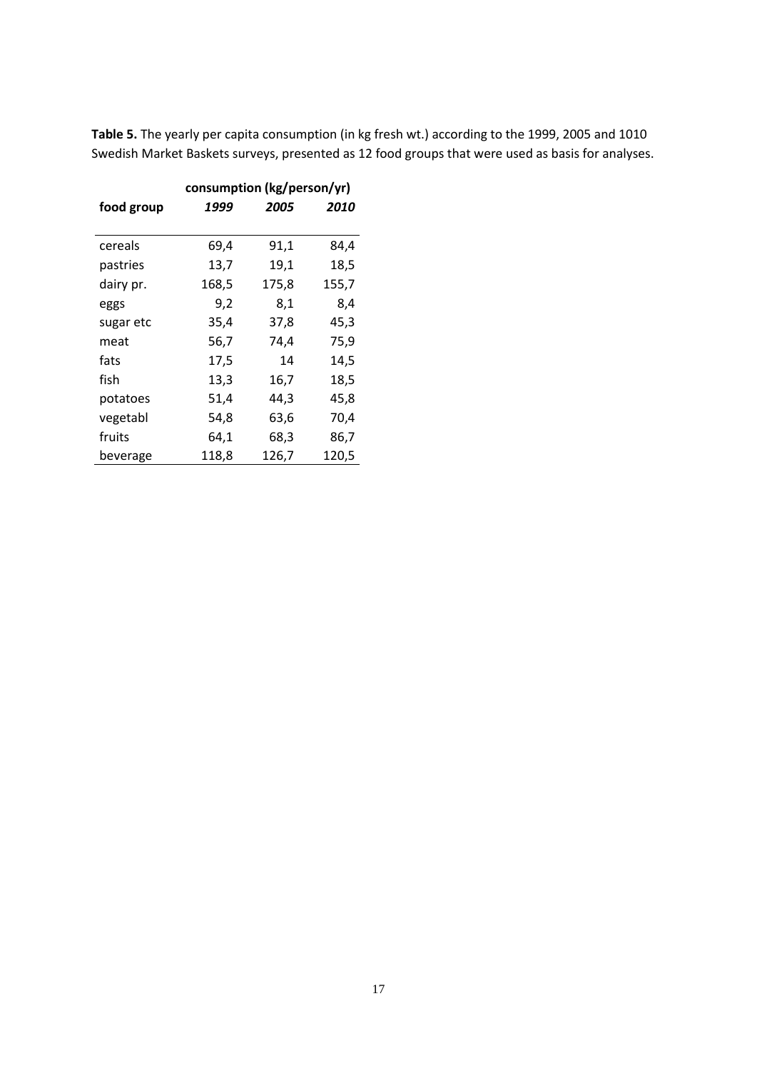**Table 5.** The yearly per capita consumption (in kg fresh wt.) according to the 1999, 2005 and 1010 Swedish Market Baskets surveys, presented as 12 food groups that were used as basis for analyses.

| | consumption (kg/person/yr) | | |
|---|---|---|---|
| **food group** | ***1999*** | ***2005*** | ***2010*** |
| cereals | 69,4 | 91,1 | 84,4 |
| pastries | 13,7 | 19,1 | 18,5 |
| dairy pr. | 168,5 | 175,8 | 155,7 |
| eggs | 9,2 | 8,1 | 8,4 |
| sugar etc | 35,4 | 37,8 | 45,3 |
| meat | 56,7 | 74,4 | 75,9 |
| fats | 17,5 | 14 | 14,5 |
| fish | 13,3 | 16,7 | 18,5 |
| potatoes | 51,4 | 44,3 | 45,8 |
| vegetabl | 54,8 | 63,6 | 70,4 |
| fruits | 64,1 | 68,3 | 86,7 |
| beverage | 118,8 | 126,7 | 120,5 |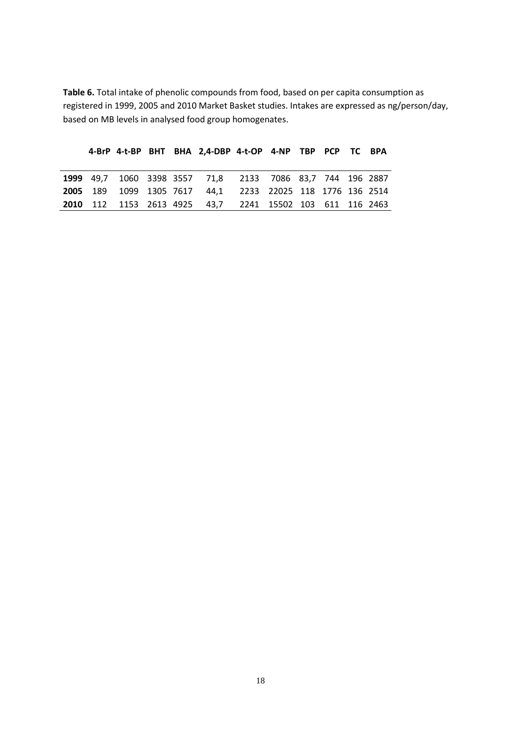**Table 6.** Total intake of phenolic compounds from food, based on per capita consumption as registered in 1999, 2005 and 2010 Market Basket studies. Intakes are expressed as ng/person/day, based on MB levels in analysed food group homogenates.

| | 4-BrP | 4-t-BP | BHT | BHA | 2,4-DBP | 4-t-OP | 4-NP | TBP | PCP | TC | BPA |
|---|---|---|---|---|---|---|---|---|---|---|---|
| **1999** | 49,7 | 1060 | 3398 | 3557 | 71,8 | 2133 | 7086 | 83,7 | 744 | 196 | 2887 |
| **2005** | 189 | 1099 | 1305 | 7617 | 44,1 | 2233 | 22025 | 118 | 1776 | 136 | 2514 |
| **2010** | 112 | 1153 | 2613 | 4925 | 43,7 | 2241 | 15502 | 103 | 611 | 116 | 2463 |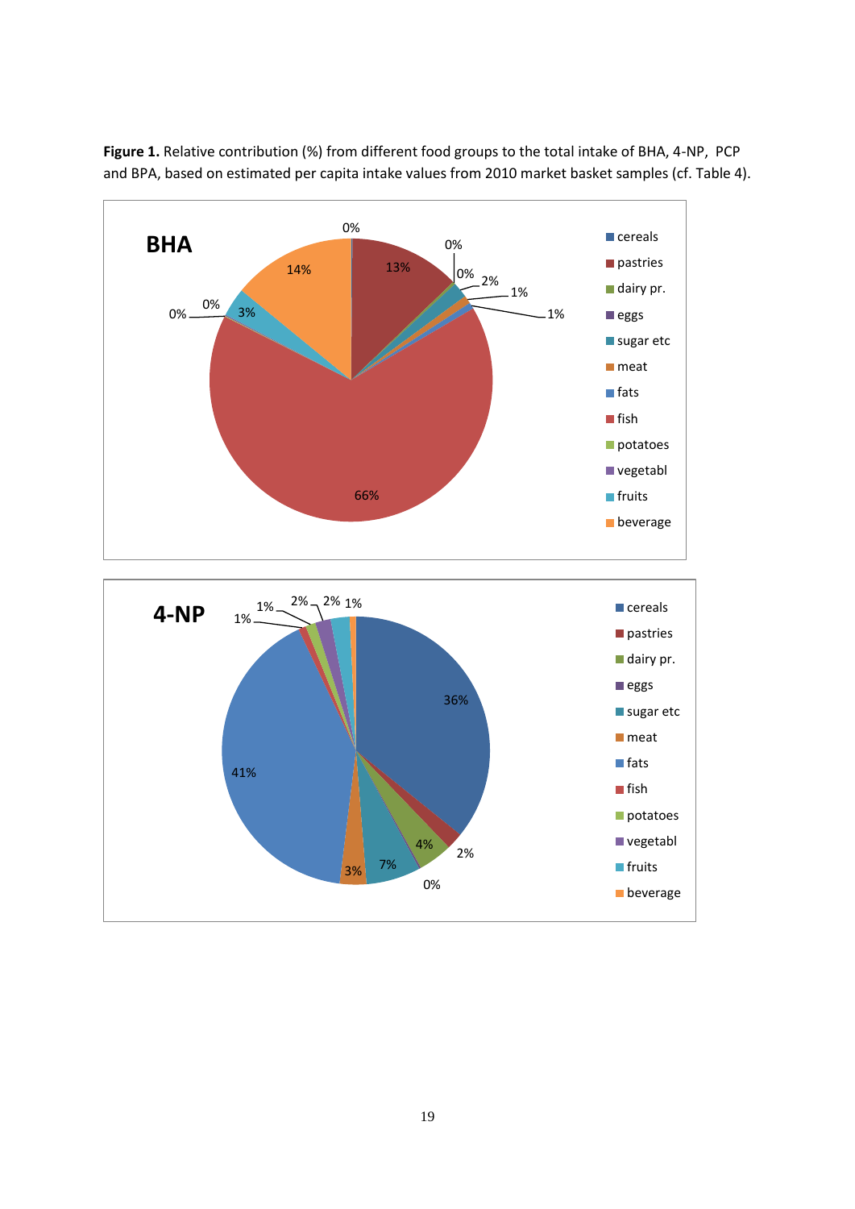**Figure 1.** Relative contribution (%) from different food groups to the total intake of BHA, 4-NP, PCP and BPA, based on estimated per capita intake values from 2010 market basket samples (cf. Table 4).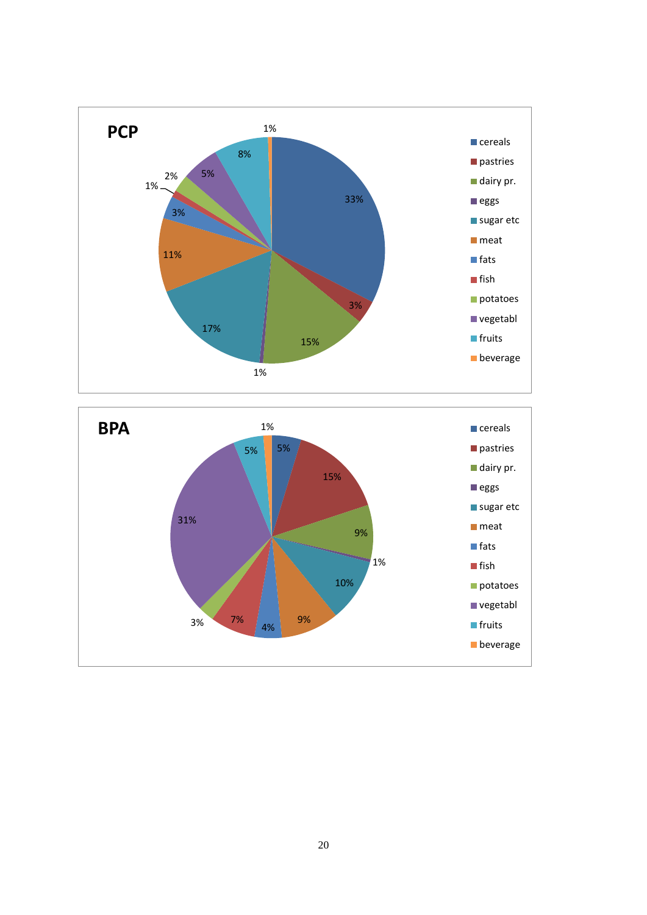**PCP**

| Category | % |
|---|---|
| cereals | 33% |
| pastries | 3% |
| dairy pr. | 15% |
| eggs | 1% |
| sugar etc | 17% |
| meat | 11% |
| fats | 3% |
| fish | 1% |
| potatoes | 2% |
| vegetabl | 5% |
| fruits | 8% |
| beverage | 1% |

**BPA**

| Category | % |
|---|---|
| cereals | 5% |
| pastries | 15% |
| dairy pr. | 9% |
| eggs | 1% |
| sugar etc | 10% |
| meat | 9% |
| fats | 4% |
| fish | 7% |
| potatoes | 3% |
| vegetabl | 31% |
| fruits | 5% |
| beverage | 1% |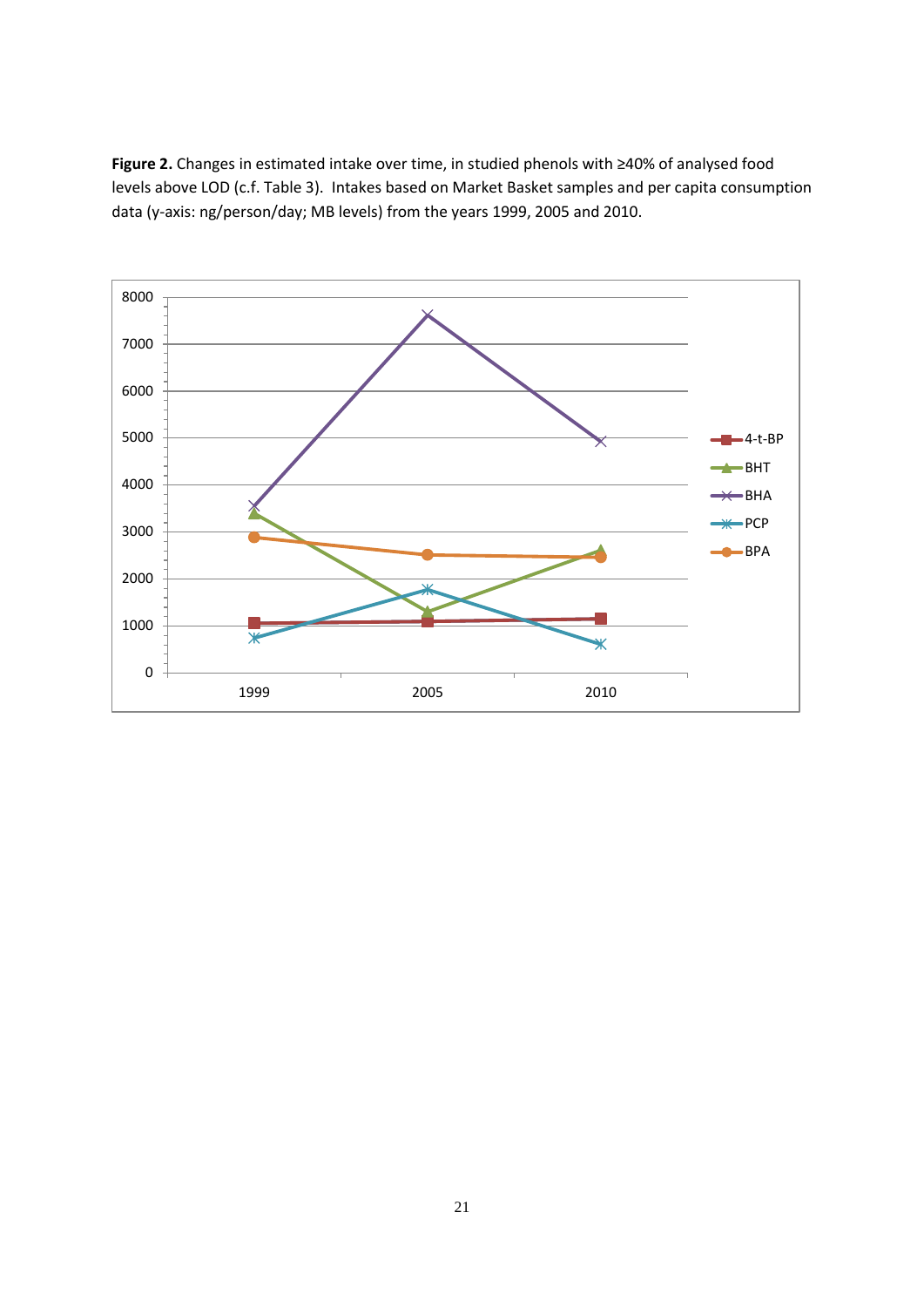**Figure 2.** Changes in estimated intake over time, in studied phenols with ≥40% of analysed food levels above LOD (c.f. Table 3). Intakes based on Market Basket samples and per capita consumption data (y-axis: ng/person/day; MB levels) from the years 1999, 2005 and 2010.

8000
7000
6000
5000
4000
3000
2000
1000
0

1999
2005
2010

4-t-BP
BHT
BHA
PCP
BPA